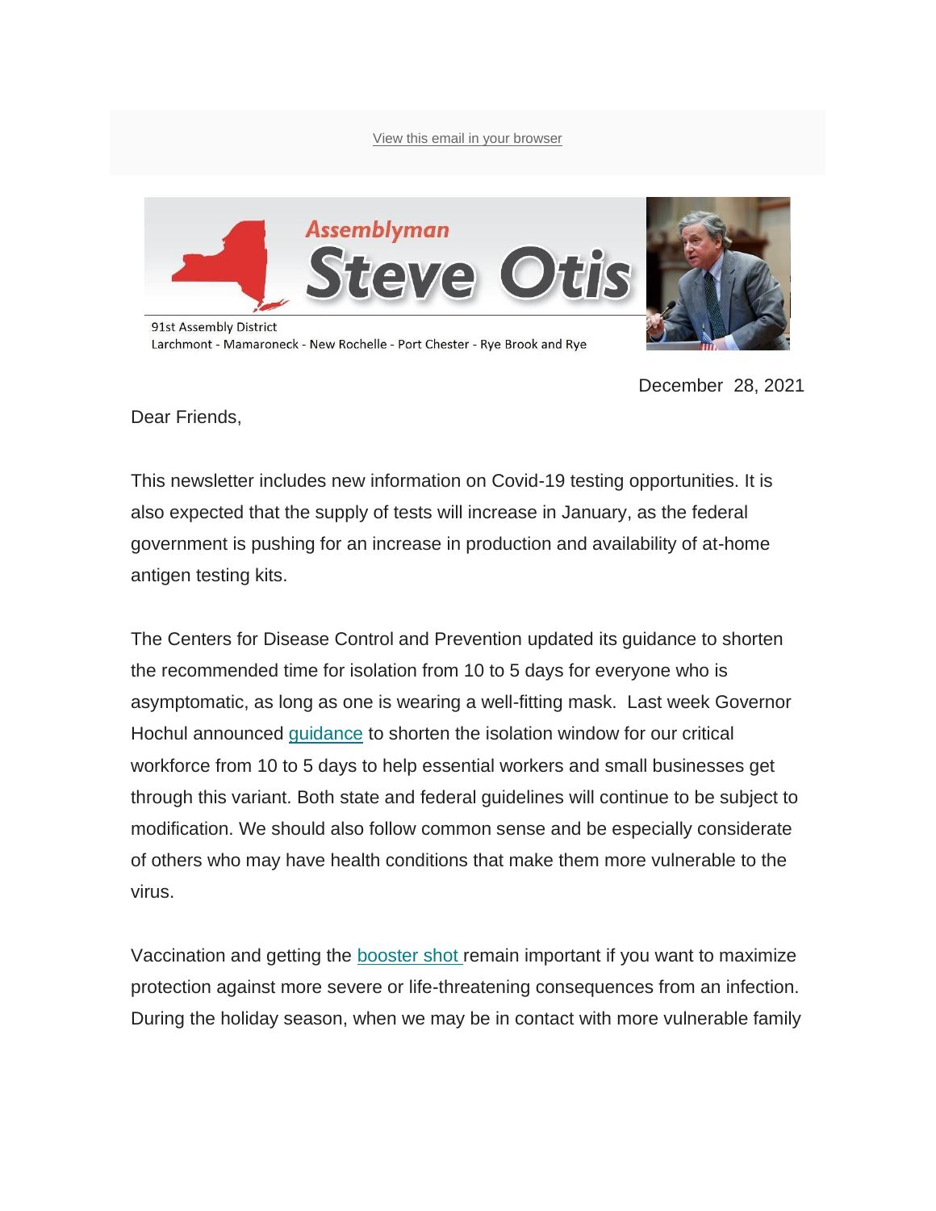View this email in your browser

**Assemblyman Steve Otis**

91st Assembly District
Larchmont - Mamaroneck - New Rochelle - Port Chester - Rye Brook and Rye

December 28, 2021

Dear Friends,

This newsletter includes new information on Covid-19 testing opportunities. It is also expected that the supply of tests will increase in January, as the federal government is pushing for an increase in production and availability of at-home antigen testing kits.

The Centers for Disease Control and Prevention updated its guidance to shorten the recommended time for isolation from 10 to 5 days for everyone who is asymptomatic, as long as one is wearing a well-fitting mask. Last week Governor Hochul announced guidance to shorten the isolation window for our critical workforce from 10 to 5 days to help essential workers and small businesses get through this variant. Both state and federal guidelines will continue to be subject to modification. We should also follow common sense and be especially considerate of others who may have health conditions that make them more vulnerable to the virus.

Vaccination and getting the booster shot remain important if you want to maximize protection against more severe or life-threatening consequences from an infection. During the holiday season, when we may be in contact with more vulnerable family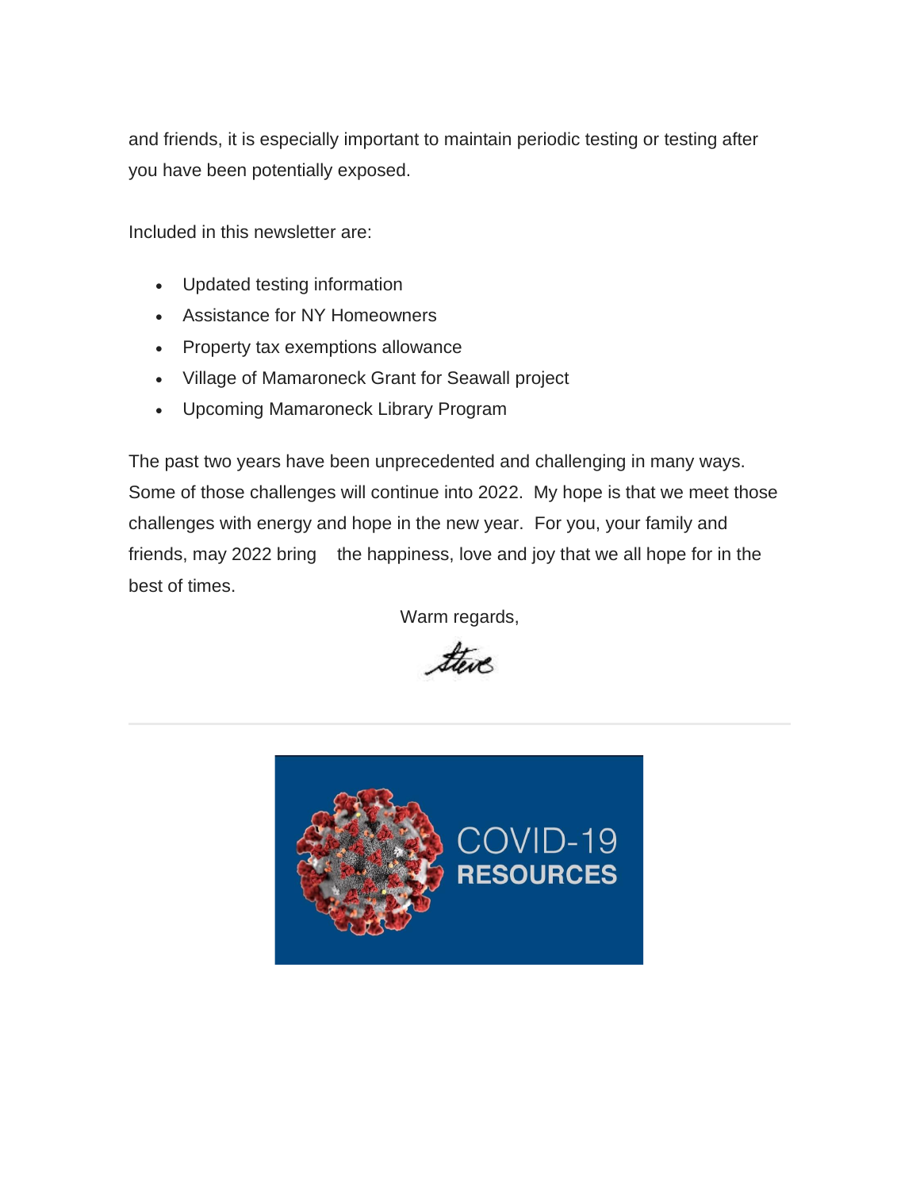and friends, it is especially important to maintain periodic testing or testing after you have been potentially exposed.

Included in this newsletter are:

- Updated testing information
- Assistance for NY Homeowners
- Property tax exemptions allowance
- Village of Mamaroneck Grant for Seawall project
- Upcoming Mamaroneck Library Program

The past two years have been unprecedented and challenging in many ways. Some of those challenges will continue into 2022. My hope is that we meet those challenges with energy and hope in the new year. For you, your family and friends, may 2022 bring the happiness, love and joy that we all hope for in the best of times.

Warm regards,

Steve

---

COVID-19 **RESOURCES**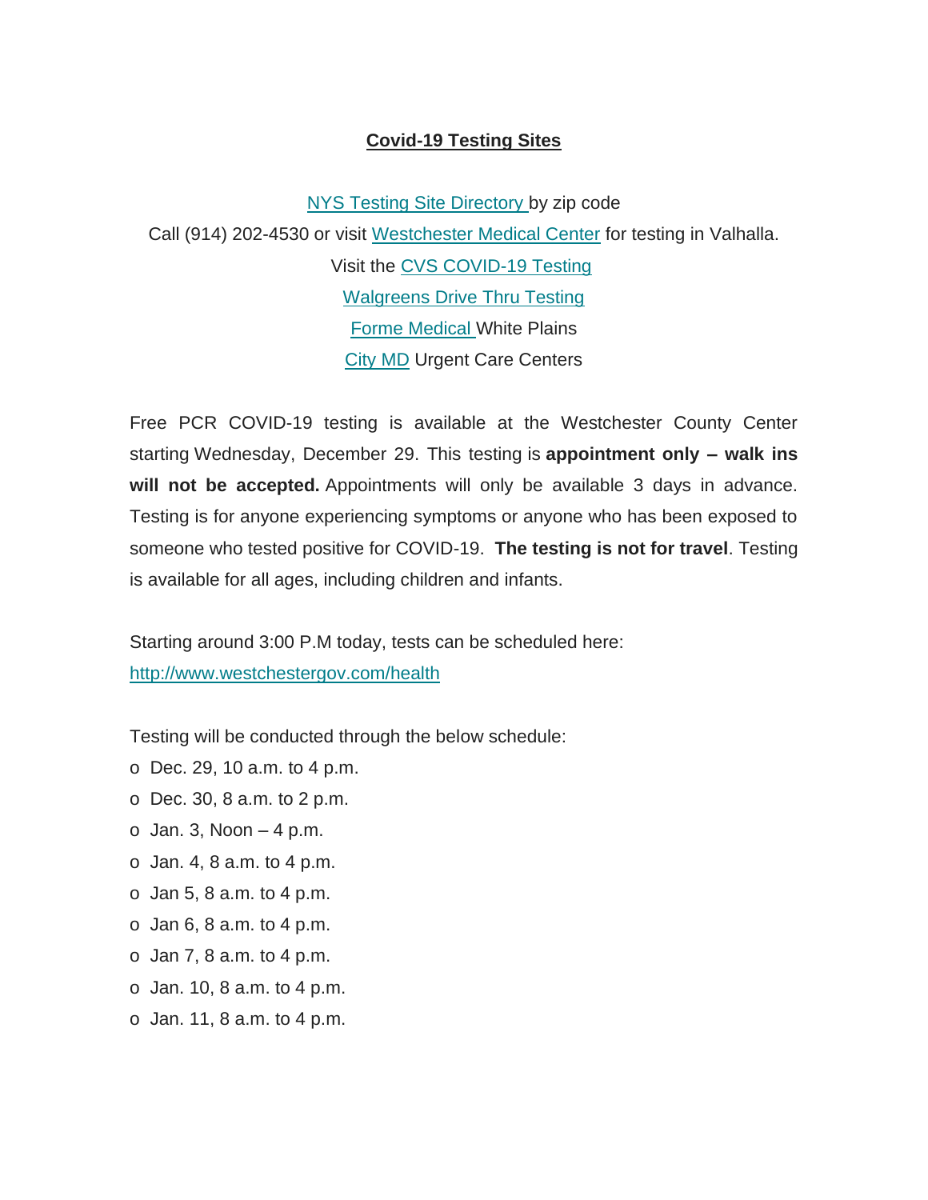## Covid-19 Testing Sites

NYS Testing Site Directory by zip code

Call (914) 202-4530 or visit Westchester Medical Center for testing in Valhalla.

Visit the CVS COVID-19 Testing

Walgreens Drive Thru Testing

Forme Medical White Plains

City MD Urgent Care Centers

Free PCR COVID-19 testing is available at the Westchester County Center starting Wednesday, December 29. This testing is **appointment only – walk ins will not be accepted.** Appointments will only be available 3 days in advance. Testing is for anyone experiencing symptoms or anyone who has been exposed to someone who tested positive for COVID-19. **The testing is not for travel**. Testing is available for all ages, including children and infants.

Starting around 3:00 P.M today, tests can be scheduled here: http://www.westchestergov.com/health

Testing will be conducted through the below schedule:

- Dec. 29, 10 a.m. to 4 p.m.
- Dec. 30, 8 a.m. to 2 p.m.
- Jan. 3, Noon – 4 p.m.
- Jan. 4, 8 a.m. to 4 p.m.
- Jan 5, 8 a.m. to 4 p.m.
- Jan 6, 8 a.m. to 4 p.m.
- Jan 7, 8 a.m. to 4 p.m.
- Jan. 10, 8 a.m. to 4 p.m.
- Jan. 11, 8 a.m. to 4 p.m.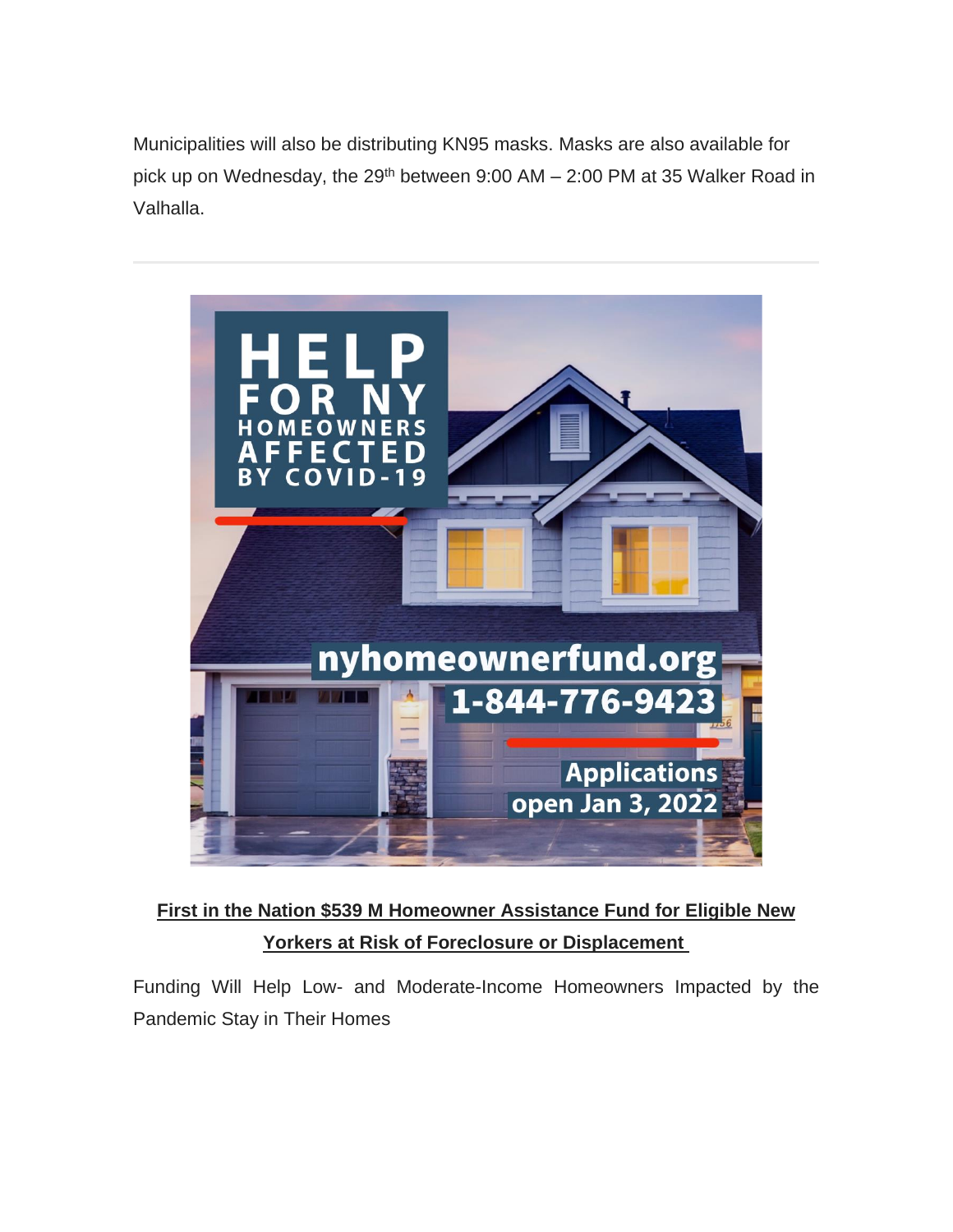Municipalities will also be distributing KN95 masks. Masks are also available for pick up on Wednesday, the 29th between 9:00 AM – 2:00 PM at 35 Walker Road in Valhalla.

---

HELP FOR NY HOMEOWNERS AFFECTED BY COVID-19

nyhomeownerfund.org

1-844-776-9423

Applications open Jan 3, 2022

**First in the Nation $539 M Homeowner Assistance Fund for Eligible New Yorkers at Risk of Foreclosure or Displacement**

Funding Will Help Low- and Moderate-Income Homeowners Impacted by the Pandemic Stay in Their Homes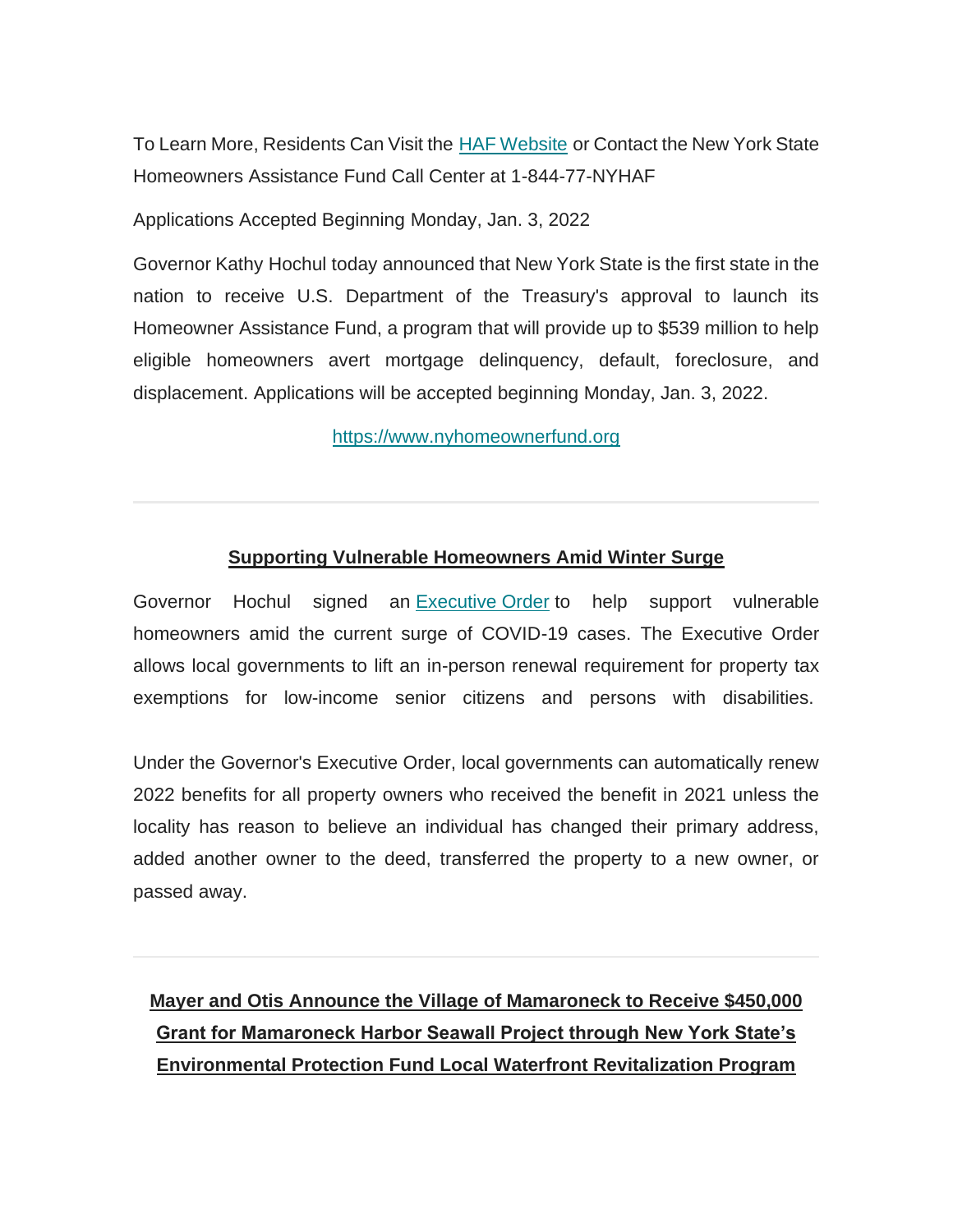To Learn More, Residents Can Visit the HAF Website or Contact the New York State Homeowners Assistance Fund Call Center at 1-844-77-NYHAF

Applications Accepted Beginning Monday, Jan. 3, 2022

Governor Kathy Hochul today announced that New York State is the first state in the nation to receive U.S. Department of the Treasury's approval to launch its Homeowner Assistance Fund, a program that will provide up to $539 million to help eligible homeowners avert mortgage delinquency, default, foreclosure, and displacement. Applications will be accepted beginning Monday, Jan. 3, 2022.

https://www.nyhomeownerfund.org

---

**Supporting Vulnerable Homeowners Amid Winter Surge**

Governor Hochul signed an Executive Order to help support vulnerable homeowners amid the current surge of COVID-19 cases. The Executive Order allows local governments to lift an in-person renewal requirement for property tax exemptions for low-income senior citizens and persons with disabilities.

Under the Governor's Executive Order, local governments can automatically renew 2022 benefits for all property owners who received the benefit in 2021 unless the locality has reason to believe an individual has changed their primary address, added another owner to the deed, transferred the property to a new owner, or passed away.

---

**Mayer and Otis Announce the Village of Mamaroneck to Receive $450,000 Grant for Mamaroneck Harbor Seawall Project through New York State's Environmental Protection Fund Local Waterfront Revitalization Program**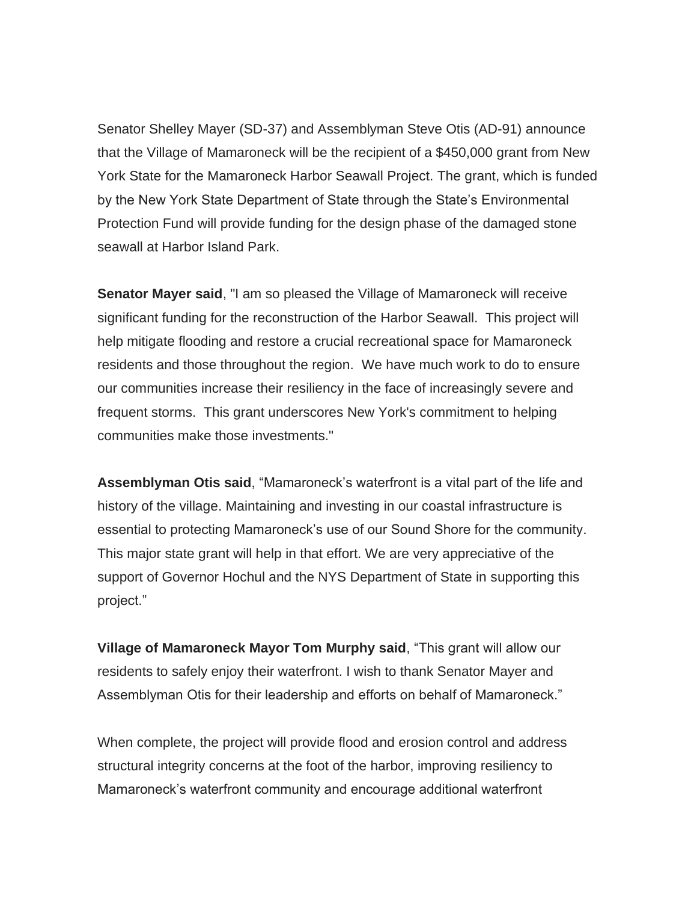Senator Shelley Mayer (SD-37) and Assemblyman Steve Otis (AD-91) announce that the Village of Mamaroneck will be the recipient of a $450,000 grant from New York State for the Mamaroneck Harbor Seawall Project. The grant, which is funded by the New York State Department of State through the State's Environmental Protection Fund will provide funding for the design phase of the damaged stone seawall at Harbor Island Park.

**Senator Mayer said**, "I am so pleased the Village of Mamaroneck will receive significant funding for the reconstruction of the Harbor Seawall. This project will help mitigate flooding and restore a crucial recreational space for Mamaroneck residents and those throughout the region. We have much work to do to ensure our communities increase their resiliency in the face of increasingly severe and frequent storms. This grant underscores New York's commitment to helping communities make those investments."

**Assemblyman Otis said**, "Mamaroneck's waterfront is a vital part of the life and history of the village. Maintaining and investing in our coastal infrastructure is essential to protecting Mamaroneck's use of our Sound Shore for the community. This major state grant will help in that effort. We are very appreciative of the support of Governor Hochul and the NYS Department of State in supporting this project."

**Village of Mamaroneck Mayor Tom Murphy said**, "This grant will allow our residents to safely enjoy their waterfront. I wish to thank Senator Mayer and Assemblyman Otis for their leadership and efforts on behalf of Mamaroneck."

When complete, the project will provide flood and erosion control and address structural integrity concerns at the foot of the harbor, improving resiliency to Mamaroneck's waterfront community and encourage additional waterfront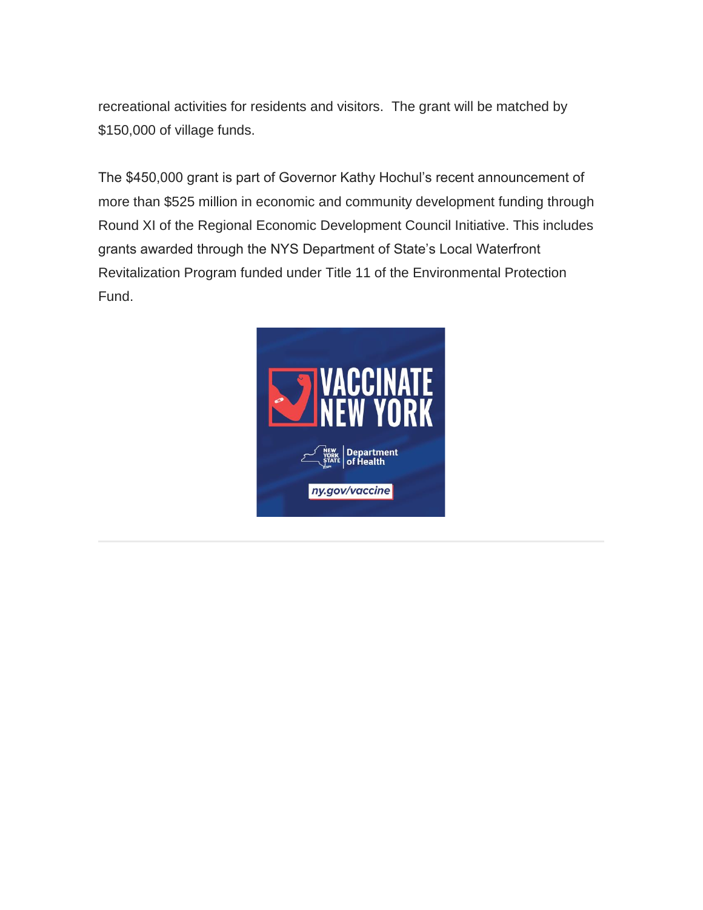recreational activities for residents and visitors.  The grant will be matched by $150,000 of village funds.

The $450,000 grant is part of Governor Kathy Hochul's recent announcement of more than $525 million in economic and community development funding through Round XI of the Regional Economic Development Council Initiative. This includes grants awarded through the NYS Department of State's Local Waterfront Revitalization Program funded under Title 11 of the Environmental Protection Fund.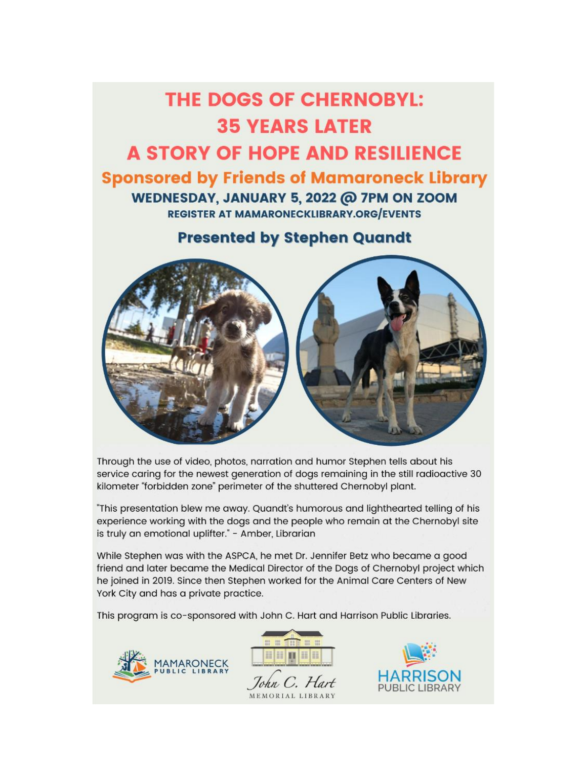# THE DOGS OF CHERNOBYL: 35 YEARS LATER A STORY OF HOPE AND RESILIENCE

## Sponsored by Friends of Mamaroneck Library

**WEDNESDAY, JANUARY 5, 2022 @ 7PM ON ZOOM**

**REGISTER AT MAMARONECKLIBRARY.ORG/EVENTS**

## Presented by Stephen Quandt

Through the use of video, photos, narration and humor Stephen tells about his service caring for the newest generation of dogs remaining in the still radioactive 30 kilometer "forbidden zone" perimeter of the shuttered Chernobyl plant.

"This presentation blew me away. Quandt's humorous and lighthearted telling of his experience working with the dogs and the people who remain at the Chernobyl site is truly an emotional uplifter." - Amber, Librarian

While Stephen was with the ASPCA, he met Dr. Jennifer Betz who became a good friend and later became the Medical Director of the Dogs of Chernobyl project which he joined in 2019. Since then Stephen worked for the Animal Care Centers of New York City and has a private practice.

This program is co-sponsored with John C. Hart and Harrison Public Libraries.

MAMARONECK PUBLIC LIBRARY

John C. Hart MEMORIAL LIBRARY

HARRISON PUBLIC LIBRARY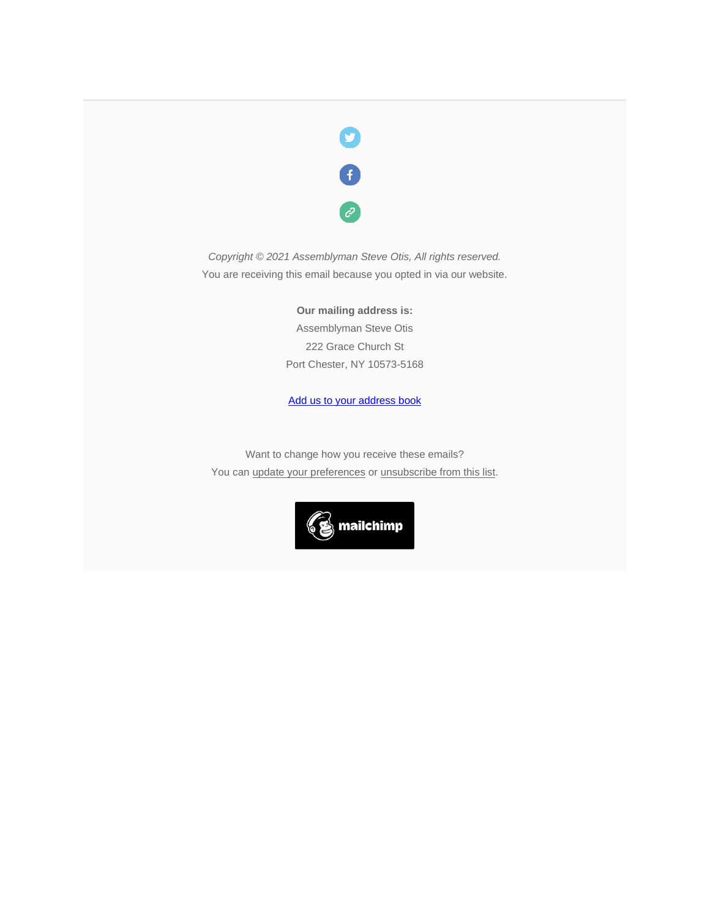*Copyright © 2021 Assemblyman Steve Otis, All rights reserved.*
You are receiving this email because you opted in via our website.

**Our mailing address is:**
Assemblyman Steve Otis
222 Grace Church St
Port Chester, NY 10573-5168

Add us to your address book

Want to change how you receive these emails?
You can update your preferences or unsubscribe from this list.